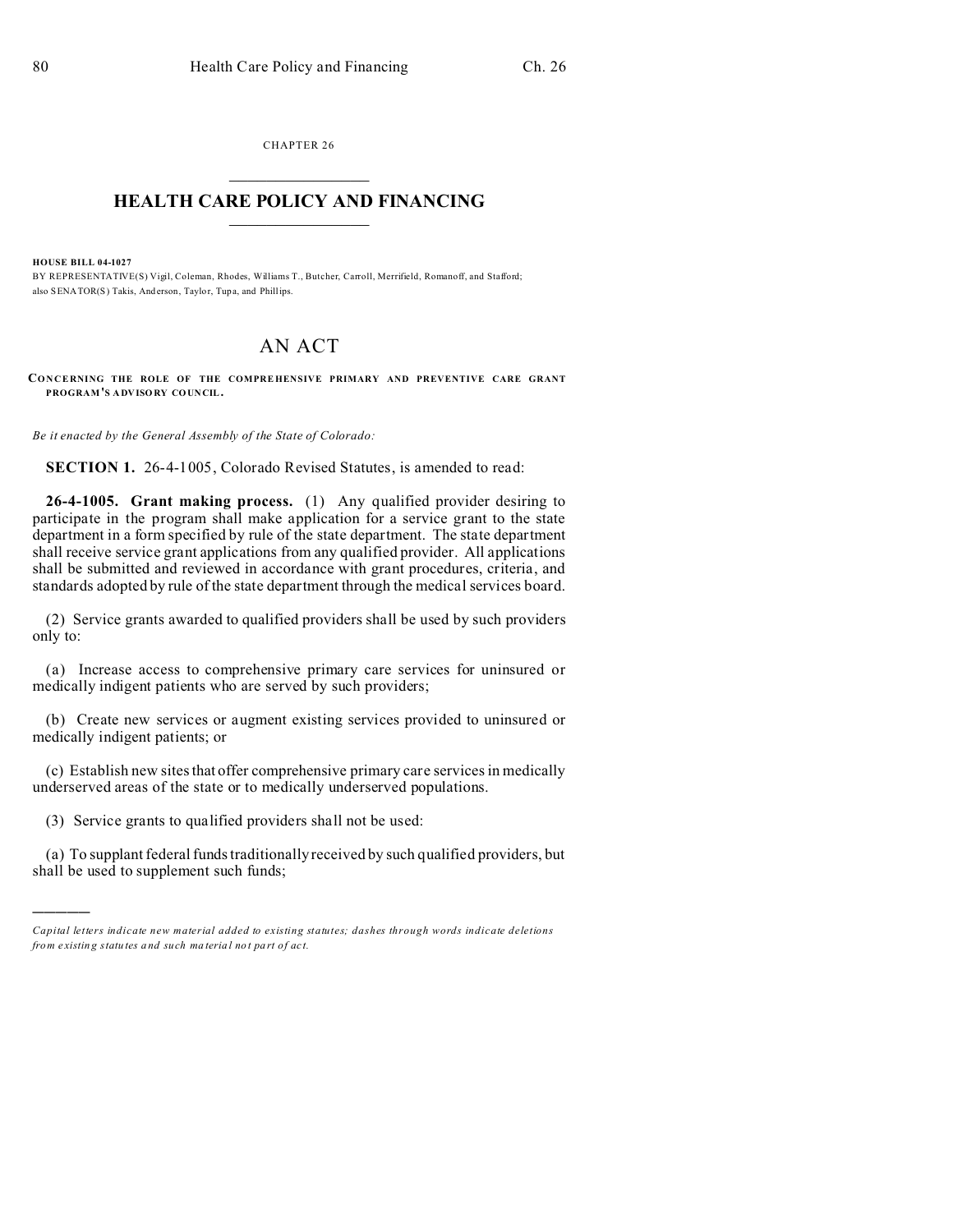CHAPTER 26

# HEALTH CARE POLICY AND FINANCING

**HOUSE BILL 04-1027**

BY REPRESENTATIVE(S) Vigil, Coleman, Rhodes, Williams T., Butcher, Carroll, Merrifield, Romanoff, and Stafford;
also SENATOR(S) Takis, Anderson, Taylor, Tupa, and Phillips.

# AN ACT

**CONCERNING THE ROLE OF THE COMPREHENSIVE PRIMARY AND PREVENTIVE CARE GRANT PROGRAM'S ADVISORY COUNCIL.**

*Be it enacted by the General Assembly of the State of Colorado:*

**SECTION 1.** 26-4-1005, Colorado Revised Statutes, is amended to read:

**26-4-1005. Grant making process.** (1) Any qualified provider desiring to participate in the program shall make application for a service grant to the state department in a form specified by rule of the state department. The state department shall receive service grant applications from any qualified provider. All applications shall be submitted and reviewed in accordance with grant procedures, criteria, and standards adopted by rule of the state department through the medical services board.

(2) Service grants awarded to qualified providers shall be used by such providers only to:

(a) Increase access to comprehensive primary care services for uninsured or medically indigent patients who are served by such providers;

(b) Create new services or augment existing services provided to uninsured or medically indigent patients; or

(c) Establish new sites that offer comprehensive primary care services in medically underserved areas of the state or to medically underserved populations.

(3) Service grants to qualified providers shall not be used:

(a) To supplant federal funds traditionally received by such qualified providers, but shall be used to supplement such funds;

---

*Capital letters indicate new material added to existing statutes; dashes through words indicate deletions from existing statutes and such material not part of act.*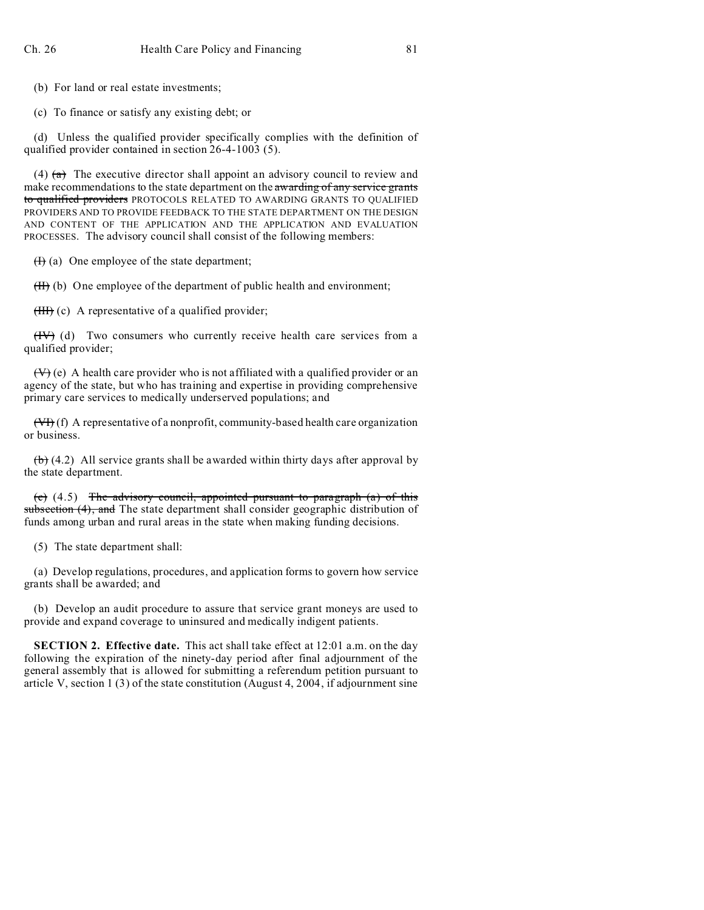(b) For land or real estate investments;

(c) To finance or satisfy any existing debt; or

(d) Unless the qualified provider specifically complies with the definition of qualified provider contained in section 26-4-1003 (5).

(4) ~~(a)~~ The executive director shall appoint an advisory council to review and make recommendations to the state department on the ~~awarding of any service grants to qualified providers~~ PROTOCOLS RELATED TO AWARDING GRANTS TO QUALIFIED PROVIDERS AND TO PROVIDE FEEDBACK TO THE STATE DEPARTMENT ON THE DESIGN AND CONTENT OF THE APPLICATION AND THE APPLICATION AND EVALUATION PROCESSES. The advisory council shall consist of the following members:

~~(I)~~ (a) One employee of the state department;

~~(II)~~ (b) One employee of the department of public health and environment;

~~(III)~~ (c) A representative of a qualified provider;

~~(IV)~~ (d) Two consumers who currently receive health care services from a qualified provider;

~~(V)~~ (e) A health care provider who is not affiliated with a qualified provider or an agency of the state, but who has training and expertise in providing comprehensive primary care services to medically underserved populations; and

~~(VI)~~ (f) A representative of a nonprofit, community-based health care organization or business.

~~(b)~~ (4.2) All service grants shall be awarded within thirty days after approval by the state department.

~~(c)~~ (4.5) ~~The advisory council, appointed pursuant to paragraph (a) of this subsection (4), and~~ The state department shall consider geographic distribution of funds among urban and rural areas in the state when making funding decisions.

(5) The state department shall:

(a) Develop regulations, procedures, and application forms to govern how service grants shall be awarded; and

(b) Develop an audit procedure to assure that service grant moneys are used to provide and expand coverage to uninsured and medically indigent patients.

**SECTION 2. Effective date.** This act shall take effect at 12:01 a.m. on the day following the expiration of the ninety-day period after final adjournment of the general assembly that is allowed for submitting a referendum petition pursuant to article V, section 1 (3) of the state constitution (August 4, 2004, if adjournment sine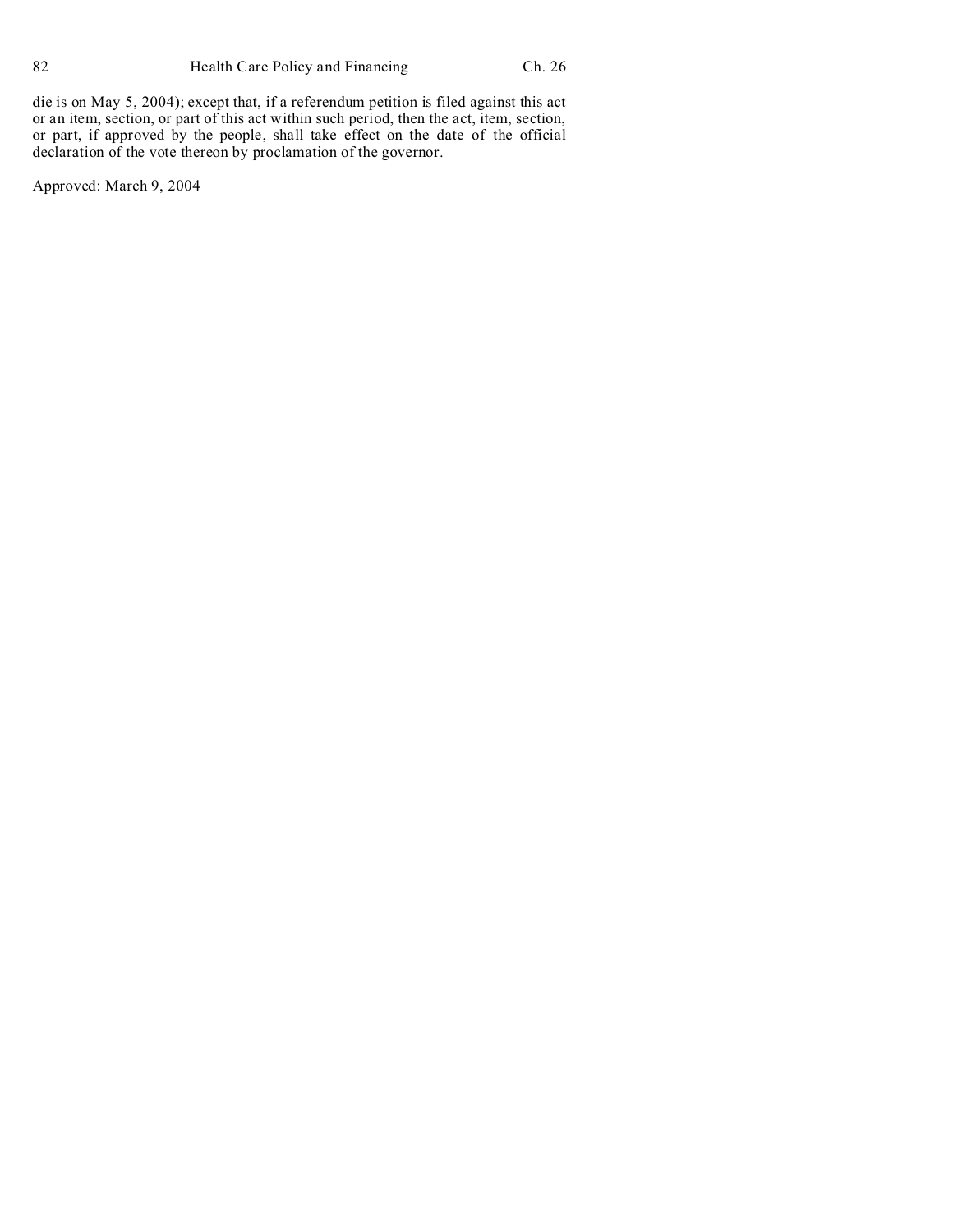die is on May 5, 2004); except that, if a referendum petition is filed against this act or an item, section, or part of this act within such period, then the act, item, section, or part, if approved by the people, shall take effect on the date of the official declaration of the vote thereon by proclamation of the governor.

Approved: March 9, 2004